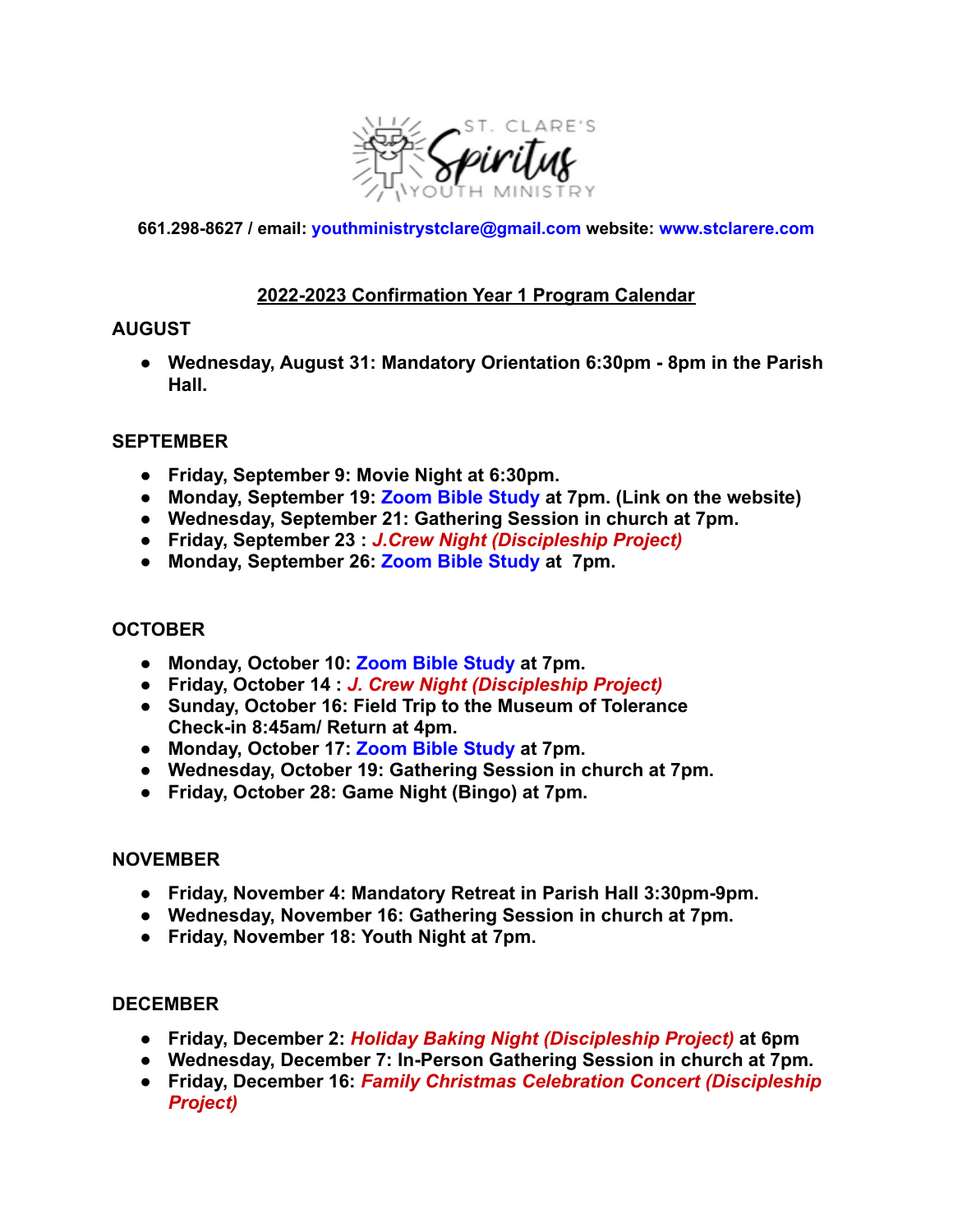ST. CLARE'S **Spiritus** YOUTH MINISTRY

**661.298-8627 / email: youthministrystclare@gmail.com website: www.stclarere.com**

## 2022-2023 Confirmation Year 1 Program Calendar

### AUGUST

- **Wednesday, August 31: Mandatory Orientation 6:30pm - 8pm in the Parish Hall.**

### SEPTEMBER

- **Friday, September 9: Movie Night at 6:30pm.**
- **Monday, September 19: Zoom Bible Study at 7pm. (Link on the website)**
- **Wednesday, September 21: Gathering Session in church at 7pm.**
- **Friday, September 23 : *J.Crew Night (Discipleship Project)***
- **Monday, September 26: Zoom Bible Study at 7pm.**

### OCTOBER

- **Monday, October 10: Zoom Bible Study at 7pm.**
- **Friday, October 14 : *J. Crew Night (Discipleship Project)***
- **Sunday, October 16: Field Trip to the Museum of Tolerance Check-in 8:45am/ Return at 4pm.**
- **Monday, October 17: Zoom Bible Study at 7pm.**
- **Wednesday, October 19: Gathering Session in church at 7pm.**
- **Friday, October 28: Game Night (Bingo) at 7pm.**

### NOVEMBER

- **Friday, November 4: Mandatory Retreat in Parish Hall 3:30pm-9pm.**
- **Wednesday, November 16: Gathering Session in church at 7pm.**
- **Friday, November 18: Youth Night at 7pm.**

### DECEMBER

- **Friday, December 2: *Holiday Baking Night (Discipleship Project)* at 6pm**
- **Wednesday, December 7: In-Person Gathering Session in church at 7pm.**
- **Friday, December 16: *Family Christmas Celebration Concert (Discipleship Project)***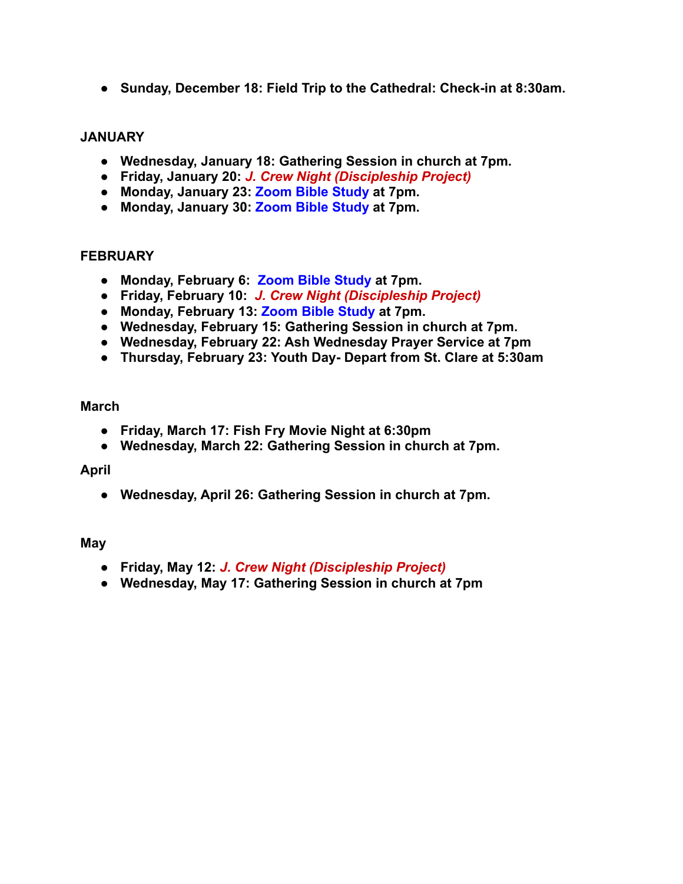- **Sunday, December 18: Field Trip to the Cathedral: Check-in at 8:30am.**

**JANUARY**

- **Wednesday, January 18: Gathering Session in church at 7pm.**
- **Friday, January 20: *J. Crew Night (Discipleship Project)***
- **Monday, January 23: Zoom Bible Study at 7pm.**
- **Monday, January 30: Zoom Bible Study at 7pm.**

**FEBRUARY**

- **Monday, February 6: Zoom Bible Study at 7pm.**
- **Friday, February 10: *J. Crew Night (Discipleship Project)***
- **Monday, February 13: Zoom Bible Study at 7pm.**
- **Wednesday, February 15: Gathering Session in church at 7pm.**
- **Wednesday, February 22: Ash Wednesday Prayer Service at 7pm**
- **Thursday, February 23: Youth Day- Depart from St. Clare at 5:30am**

**March**

- **Friday, March 17: Fish Fry Movie Night at 6:30pm**
- **Wednesday, March 22: Gathering Session in church at 7pm.**

**April**

- **Wednesday, April 26: Gathering Session in church at 7pm.**

**May**

- **Friday, May 12: *J. Crew Night (Discipleship Project)***
- **Wednesday, May 17: Gathering Session in church at 7pm**